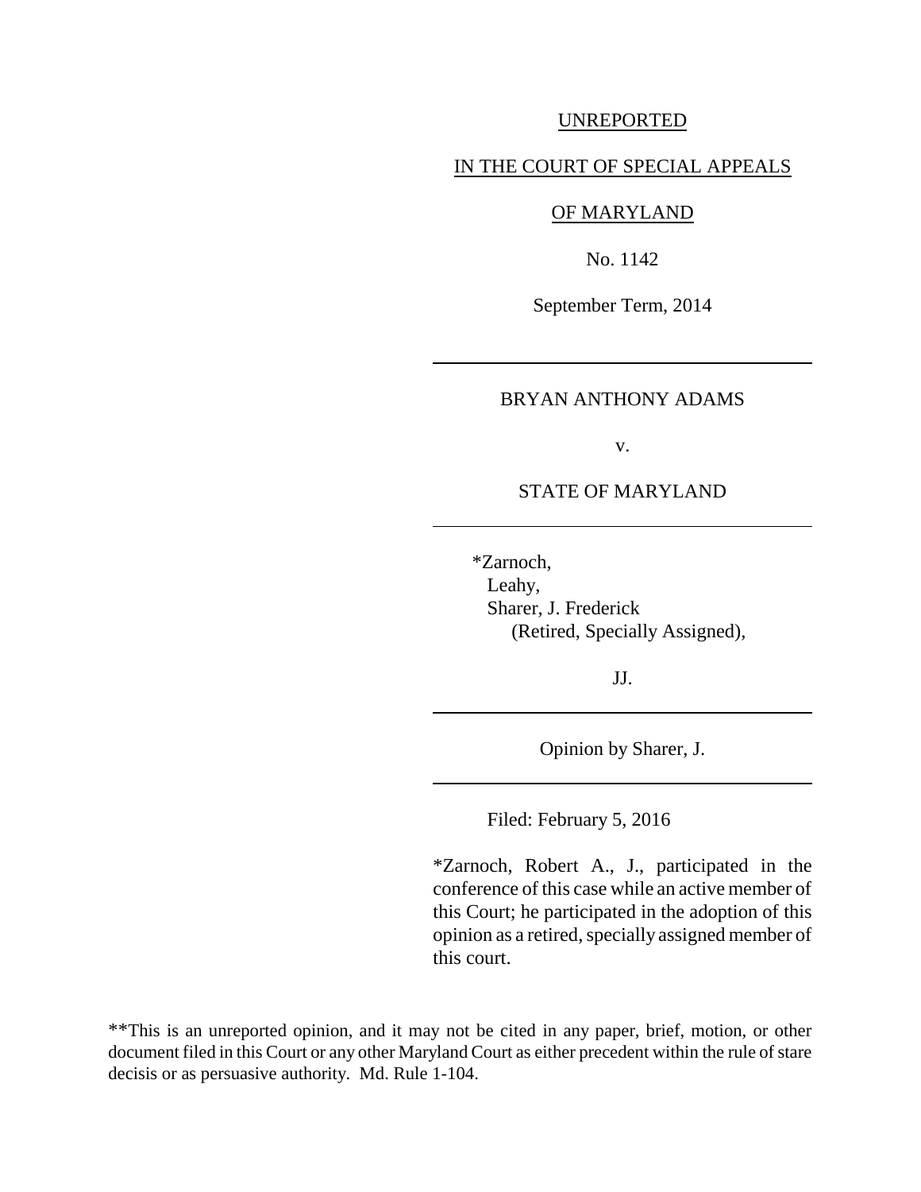UNREPORTED

IN THE COURT OF SPECIAL APPEALS

OF MARYLAND

No. 1142

September Term, 2014

---

BRYAN ANTHONY ADAMS

v.

STATE OF MARYLAND

---

*Zarnoch,
Leahy,
Sharer, J. Frederick
(Retired, Specially Assigned),

JJ.

---

Opinion by Sharer, J.

---

Filed: February 5, 2016

*Zarnoch, Robert A., J., participated in the conference of this case while an active member of this Court; he participated in the adoption of this opinion as a retired, specially assigned member of this court.

**This is an unreported opinion, and it may not be cited in any paper, brief, motion, or other document filed in this Court or any other Maryland Court as either precedent within the rule of stare decisis or as persuasive authority. Md. Rule 1-104.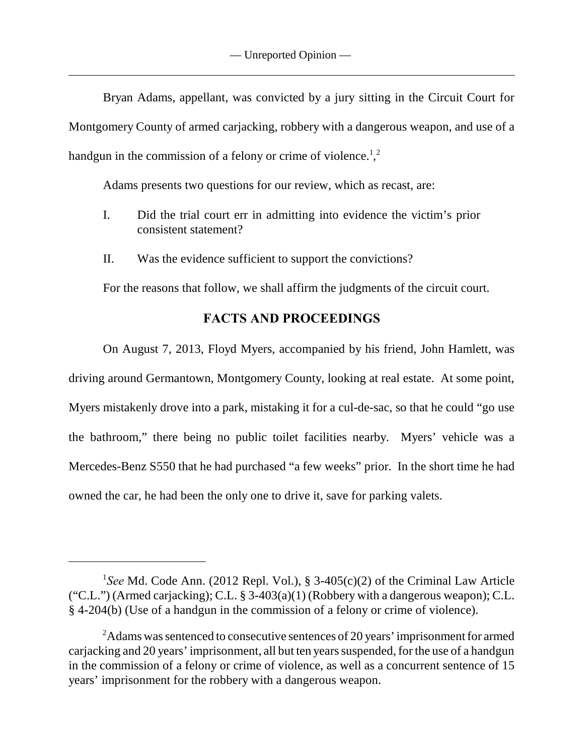Bryan Adams, appellant, was convicted by a jury sitting in the Circuit Court for Montgomery County of armed carjacking, robbery with a dangerous weapon, and use of a handgun in the commission of a felony or crime of violence.[1],[2]

Adams presents two questions for our review, which as recast, are:

I. Did the trial court err in admitting into evidence the victim's prior consistent statement?

II. Was the evidence sufficient to support the convictions?

For the reasons that follow, we shall affirm the judgments of the circuit court.

## FACTS AND PROCEEDINGS

On August 7, 2013, Floyd Myers, accompanied by his friend, John Hamlett, was driving around Germantown, Montgomery County, looking at real estate. At some point, Myers mistakenly drove into a park, mistaking it for a cul-de-sac, so that he could "go use the bathroom," there being no public toilet facilities nearby. Myers' vehicle was a Mercedes-Benz S550 that he had purchased "a few weeks" prior. In the short time he had owned the car, he had been the only one to drive it, save for parking valets.

---

[1]*See* Md. Code Ann. (2012 Repl. Vol.), § 3-405(c)(2) of the Criminal Law Article ("C.L.") (Armed carjacking); C.L. § 3-403(a)(1) (Robbery with a dangerous weapon); C.L. § 4-204(b) (Use of a handgun in the commission of a felony or crime of violence).

[2]Adams was sentenced to consecutive sentences of 20 years' imprisonment for armed carjacking and 20 years' imprisonment, all but ten years suspended, for the use of a handgun in the commission of a felony or crime of violence, as well as a concurrent sentence of 15 years' imprisonment for the robbery with a dangerous weapon.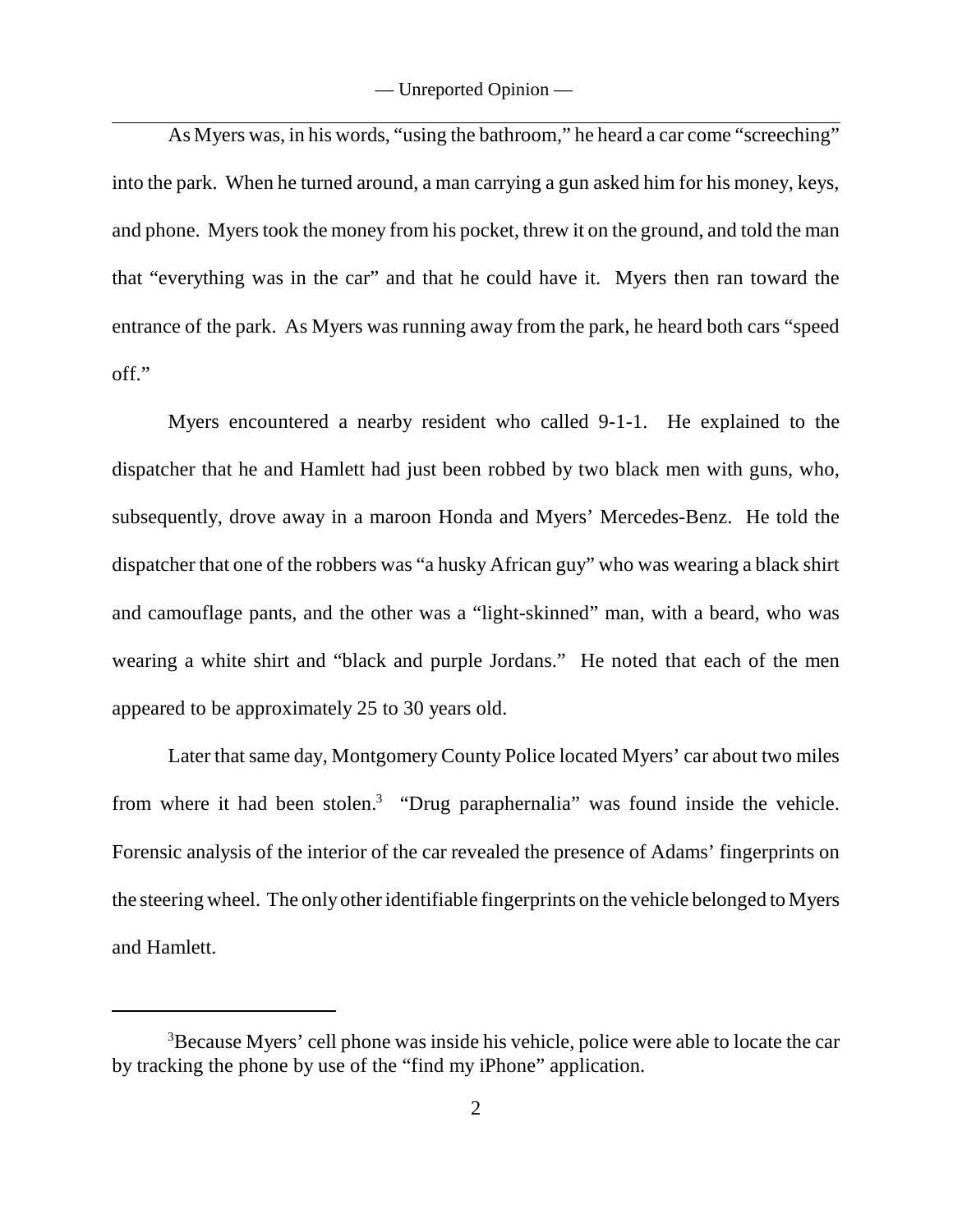As Myers was, in his words, "using the bathroom," he heard a car come "screeching" into the park. When he turned around, a man carrying a gun asked him for his money, keys, and phone. Myers took the money from his pocket, threw it on the ground, and told the man that "everything was in the car" and that he could have it. Myers then ran toward the entrance of the park. As Myers was running away from the park, he heard both cars "speed off."

Myers encountered a nearby resident who called 9-1-1. He explained to the dispatcher that he and Hamlett had just been robbed by two black men with guns, who, subsequently, drove away in a maroon Honda and Myers' Mercedes-Benz. He told the dispatcher that one of the robbers was "a husky African guy" who was wearing a black shirt and camouflage pants, and the other was a "light-skinned" man, with a beard, who was wearing a white shirt and "black and purple Jordans." He noted that each of the men appeared to be approximately 25 to 30 years old.

Later that same day, Montgomery County Police located Myers' car about two miles from where it had been stolen.[3] "Drug paraphernalia" was found inside the vehicle. Forensic analysis of the interior of the car revealed the presence of Adams' fingerprints on the steering wheel. The only other identifiable fingerprints on the vehicle belonged to Myers and Hamlett.

---

[3] Because Myers' cell phone was inside his vehicle, police were able to locate the car by tracking the phone by use of the "find my iPhone" application.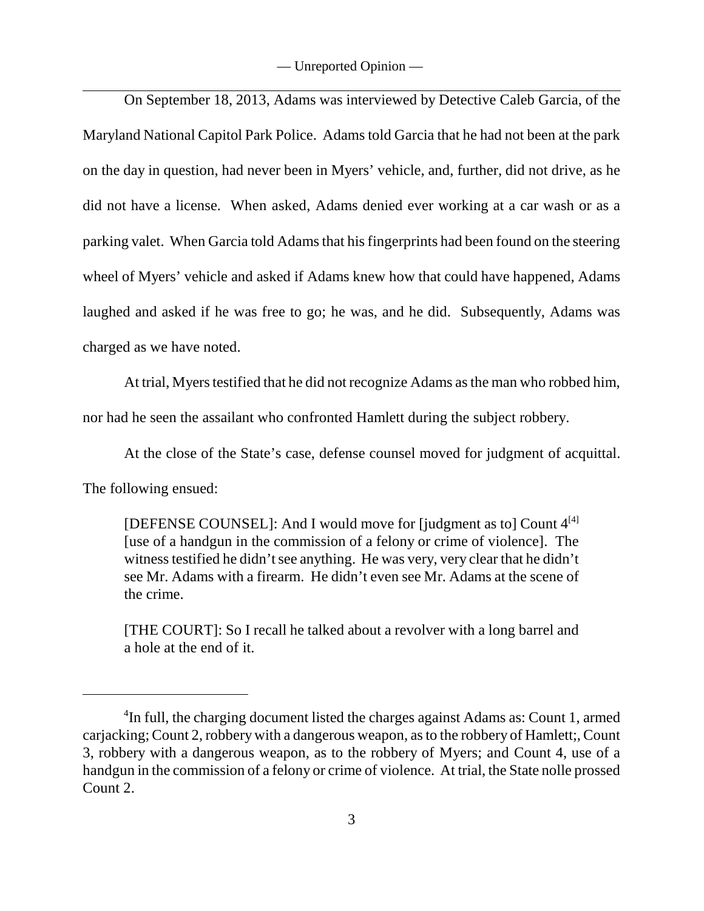On September 18, 2013, Adams was interviewed by Detective Caleb Garcia, of the Maryland National Capitol Park Police. Adams told Garcia that he had not been at the park on the day in question, had never been in Myers' vehicle, and, further, did not drive, as he did not have a license. When asked, Adams denied ever working at a car wash or as a parking valet. When Garcia told Adams that his fingerprints had been found on the steering wheel of Myers' vehicle and asked if Adams knew how that could have happened, Adams laughed and asked if he was free to go; he was, and he did. Subsequently, Adams was charged as we have noted.

At trial, Myers testified that he did not recognize Adams as the man who robbed him, nor had he seen the assailant who confronted Hamlett during the subject robbery.

At the close of the State's case, defense counsel moved for judgment of acquittal. The following ensued:

> [DEFENSE COUNSEL]: And I would move for [judgment as to] Count 4[4] [use of a handgun in the commission of a felony or crime of violence]. The witness testified he didn't see anything. He was very, very clear that he didn't see Mr. Adams with a firearm. He didn't even see Mr. Adams at the scene of the crime.
>
> [THE COURT]: So I recall he talked about a revolver with a long barrel and a hole at the end of it.

---

[4] In full, the charging document listed the charges against Adams as: Count 1, armed carjacking; Count 2, robbery with a dangerous weapon, as to the robbery of Hamlett;, Count 3, robbery with a dangerous weapon, as to the robbery of Myers; and Count 4, use of a handgun in the commission of a felony or crime of violence. At trial, the State nolle prossed Count 2.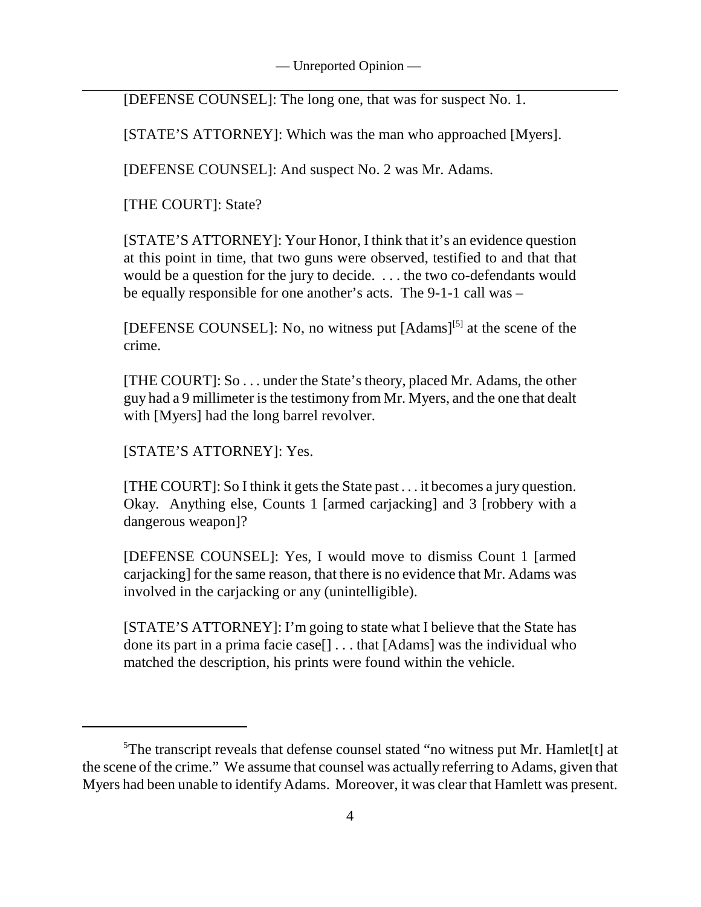[DEFENSE COUNSEL]: The long one, that was for suspect No. 1.

[STATE'S ATTORNEY]: Which was the man who approached [Myers].

[DEFENSE COUNSEL]: And suspect No. 2 was Mr. Adams.

[THE COURT]: State?

[STATE'S ATTORNEY]: Your Honor, I think that it's an evidence question at this point in time, that two guns were observed, testified to and that that would be a question for the jury to decide. . . . the two co-defendants would be equally responsible for one another's acts. The 9-1-1 call was –

[DEFENSE COUNSEL]: No, no witness put [Adams][5] at the scene of the crime.

[THE COURT]: So . . . under the State's theory, placed Mr. Adams, the other guy had a 9 millimeter is the testimony from Mr. Myers, and the one that dealt with [Myers] had the long barrel revolver.

[STATE'S ATTORNEY]: Yes.

[THE COURT]: So I think it gets the State past . . . it becomes a jury question. Okay. Anything else, Counts 1 [armed carjacking] and 3 [robbery with a dangerous weapon]?

[DEFENSE COUNSEL]: Yes, I would move to dismiss Count 1 [armed carjacking] for the same reason, that there is no evidence that Mr. Adams was involved in the carjacking or any (unintelligible).

[STATE'S ATTORNEY]: I'm going to state what I believe that the State has done its part in a prima facie case[] . . . that [Adams] was the individual who matched the description, his prints were found within the vehicle.

---

[5]The transcript reveals that defense counsel stated "no witness put Mr. Hamlet[t] at the scene of the crime." We assume that counsel was actually referring to Adams, given that Myers had been unable to identify Adams. Moreover, it was clear that Hamlett was present.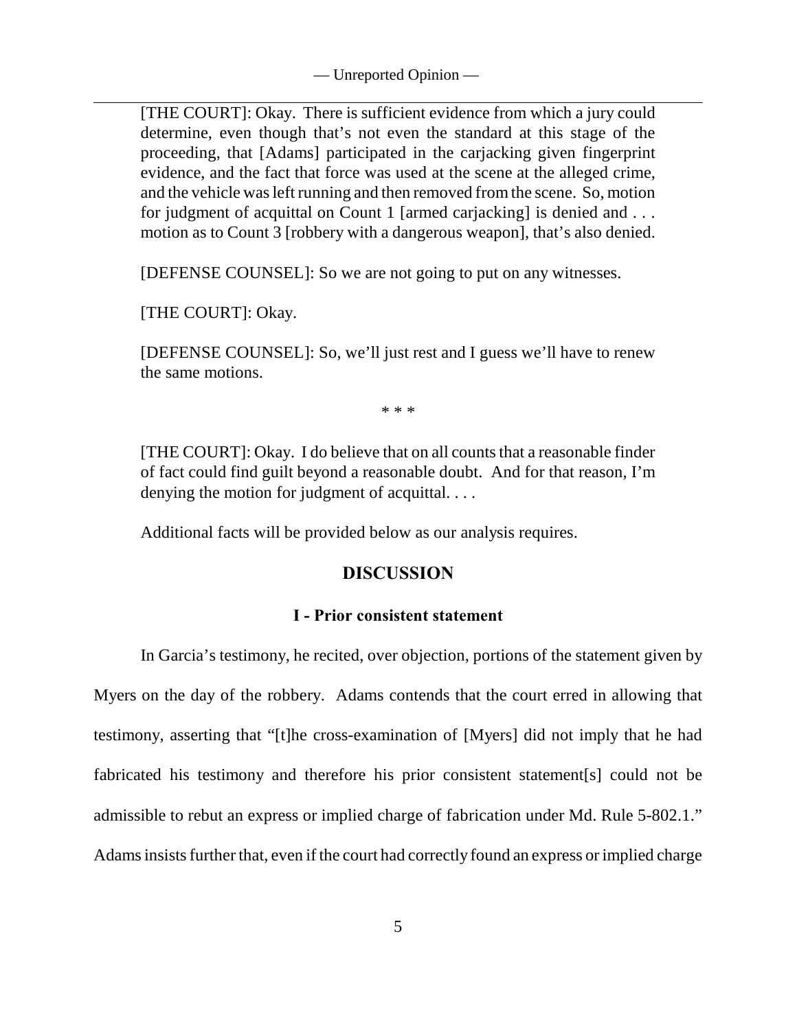> [THE COURT]: Okay. There is sufficient evidence from which a jury could determine, even though that's not even the standard at this stage of the proceeding, that [Adams] participated in the carjacking given fingerprint evidence, and the fact that force was used at the scene at the alleged crime, and the vehicle was left running and then removed from the scene. So, motion for judgment of acquittal on Count 1 [armed carjacking] is denied and . . . motion as to Count 3 [robbery with a dangerous weapon], that's also denied.
>
> [DEFENSE COUNSEL]: So we are not going to put on any witnesses.
>
> [THE COURT]: Okay.
>
> [DEFENSE COUNSEL]: So, we'll just rest and I guess we'll have to renew the same motions.
>
> \* \* \*
>
> [THE COURT]: Okay. I do believe that on all counts that a reasonable finder of fact could find guilt beyond a reasonable doubt. And for that reason, I'm denying the motion for judgment of acquittal. . . .

Additional facts will be provided below as our analysis requires.

## DISCUSSION

### I - Prior consistent statement

In Garcia's testimony, he recited, over objection, portions of the statement given by Myers on the day of the robbery. Adams contends that the court erred in allowing that testimony, asserting that "[t]he cross-examination of [Myers] did not imply that he had fabricated his testimony and therefore his prior consistent statement[s] could not be admissible to rebut an express or implied charge of fabrication under Md. Rule 5-802.1." Adams insists further that, even if the court had correctly found an express or implied charge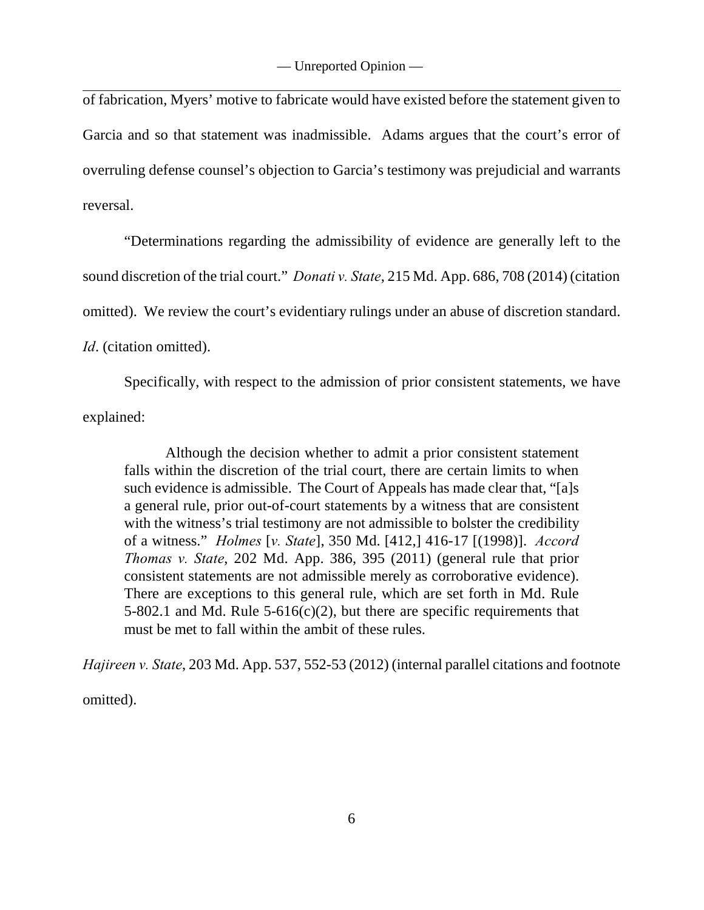of fabrication, Myers' motive to fabricate would have existed before the statement given to Garcia and so that statement was inadmissible. Adams argues that the court's error of overruling defense counsel's objection to Garcia's testimony was prejudicial and warrants reversal.

"Determinations regarding the admissibility of evidence are generally left to the sound discretion of the trial court." *Donati v. State*, 215 Md. App. 686, 708 (2014) (citation omitted). We review the court's evidentiary rulings under an abuse of discretion standard. *Id*. (citation omitted).

Specifically, with respect to the admission of prior consistent statements, we have explained:

> Although the decision whether to admit a prior consistent statement falls within the discretion of the trial court, there are certain limits to when such evidence is admissible. The Court of Appeals has made clear that, "[a]s a general rule, prior out-of-court statements by a witness that are consistent with the witness's trial testimony are not admissible to bolster the credibility of a witness." *Holmes* [*v. State*], 350 Md. [412,] 416-17 [(1998)]. *Accord Thomas v. State*, 202 Md. App. 386, 395 (2011) (general rule that prior consistent statements are not admissible merely as corroborative evidence). There are exceptions to this general rule, which are set forth in Md. Rule 5-802.1 and Md. Rule 5-616(c)(2), but there are specific requirements that must be met to fall within the ambit of these rules.

*Hajireen v. State*, 203 Md. App. 537, 552-53 (2012) (internal parallel citations and footnote omitted).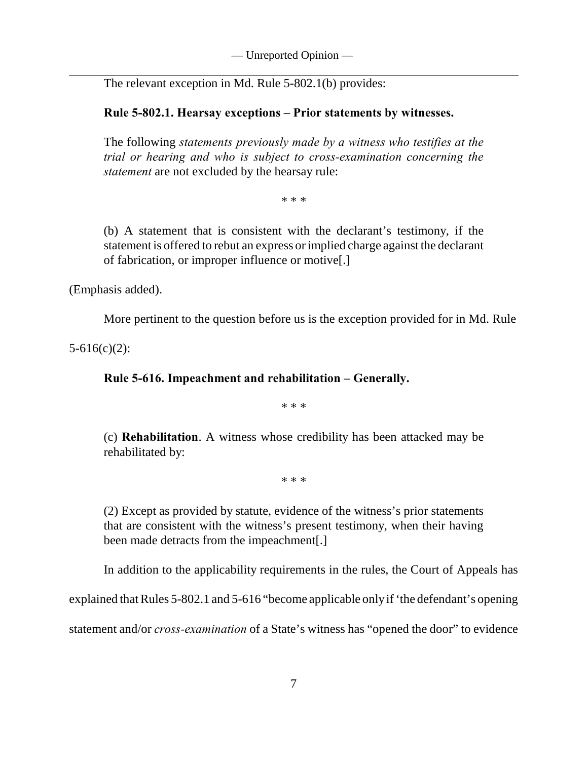The relevant exception in Md. Rule 5-802.1(b) provides:

> **Rule 5-802.1. Hearsay exceptions – Prior statements by witnesses.**
>
> The following *statements previously made by a witness who testifies at the trial or hearing and who is subject to cross-examination concerning the statement* are not excluded by the hearsay rule:
>
> \* \* \*
>
> (b) A statement that is consistent with the declarant's testimony, if the statement is offered to rebut an express or implied charge against the declarant of fabrication, or improper influence or motive[.]

(Emphasis added).

More pertinent to the question before us is the exception provided for in Md. Rule 5-616(c)(2):

> **Rule 5-616. Impeachment and rehabilitation – Generally.**
>
> \* \* \*
>
> (c) **Rehabilitation**. A witness whose credibility has been attacked may be rehabilitated by:
>
> \* \* \*
>
> (2) Except as provided by statute, evidence of the witness's prior statements that are consistent with the witness's present testimony, when their having been made detracts from the impeachment[.]

In addition to the applicability requirements in the rules, the Court of Appeals has explained that Rules 5-802.1 and 5-616 "become applicable only if 'the defendant's opening statement and/or *cross-examination* of a State's witness has "opened the door" to evidence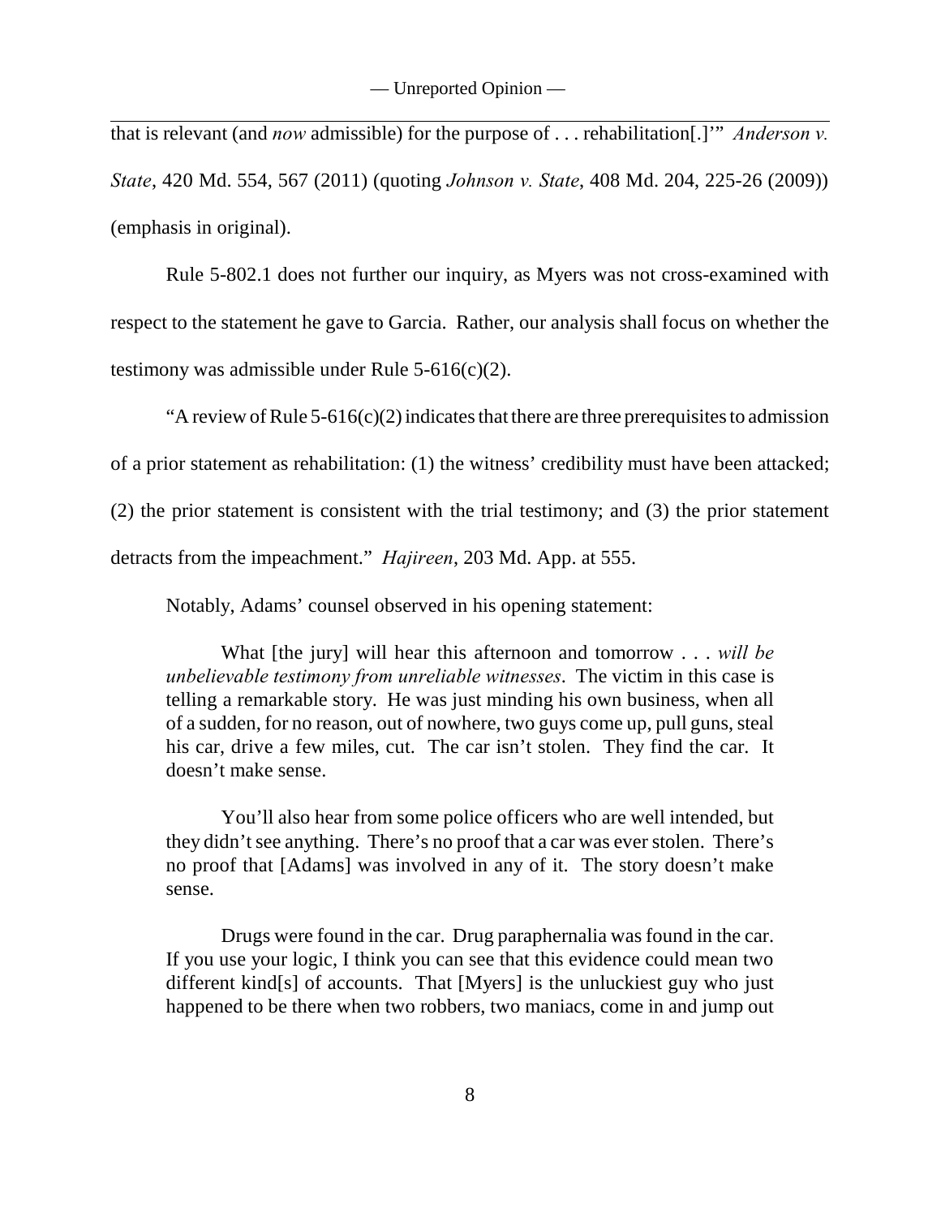that is relevant (and *now* admissible) for the purpose of . . . rehabilitation[.]'" *Anderson v. State*, 420 Md. 554, 567 (2011) (quoting *Johnson v. State*, 408 Md. 204, 225-26 (2009)) (emphasis in original).

Rule 5-802.1 does not further our inquiry, as Myers was not cross-examined with respect to the statement he gave to Garcia. Rather, our analysis shall focus on whether the testimony was admissible under Rule 5-616(c)(2).

"A review of Rule 5-616(c)(2) indicates that there are three prerequisites to admission of a prior statement as rehabilitation: (1) the witness' credibility must have been attacked; (2) the prior statement is consistent with the trial testimony; and (3) the prior statement detracts from the impeachment." *Hajireen*, 203 Md. App. at 555.

Notably, Adams' counsel observed in his opening statement:

> What [the jury] will hear this afternoon and tomorrow . . . *will be unbelievable testimony from unreliable witnesses*. The victim in this case is telling a remarkable story. He was just minding his own business, when all of a sudden, for no reason, out of nowhere, two guys come up, pull guns, steal his car, drive a few miles, cut. The car isn't stolen. They find the car. It doesn't make sense.
>
> You'll also hear from some police officers who are well intended, but they didn't see anything. There's no proof that a car was ever stolen. There's no proof that [Adams] was involved in any of it. The story doesn't make sense.
>
> Drugs were found in the car. Drug paraphernalia was found in the car. If you use your logic, I think you can see that this evidence could mean two different kind[s] of accounts. That [Myers] is the unluckiest guy who just happened to be there when two robbers, two maniacs, come in and jump out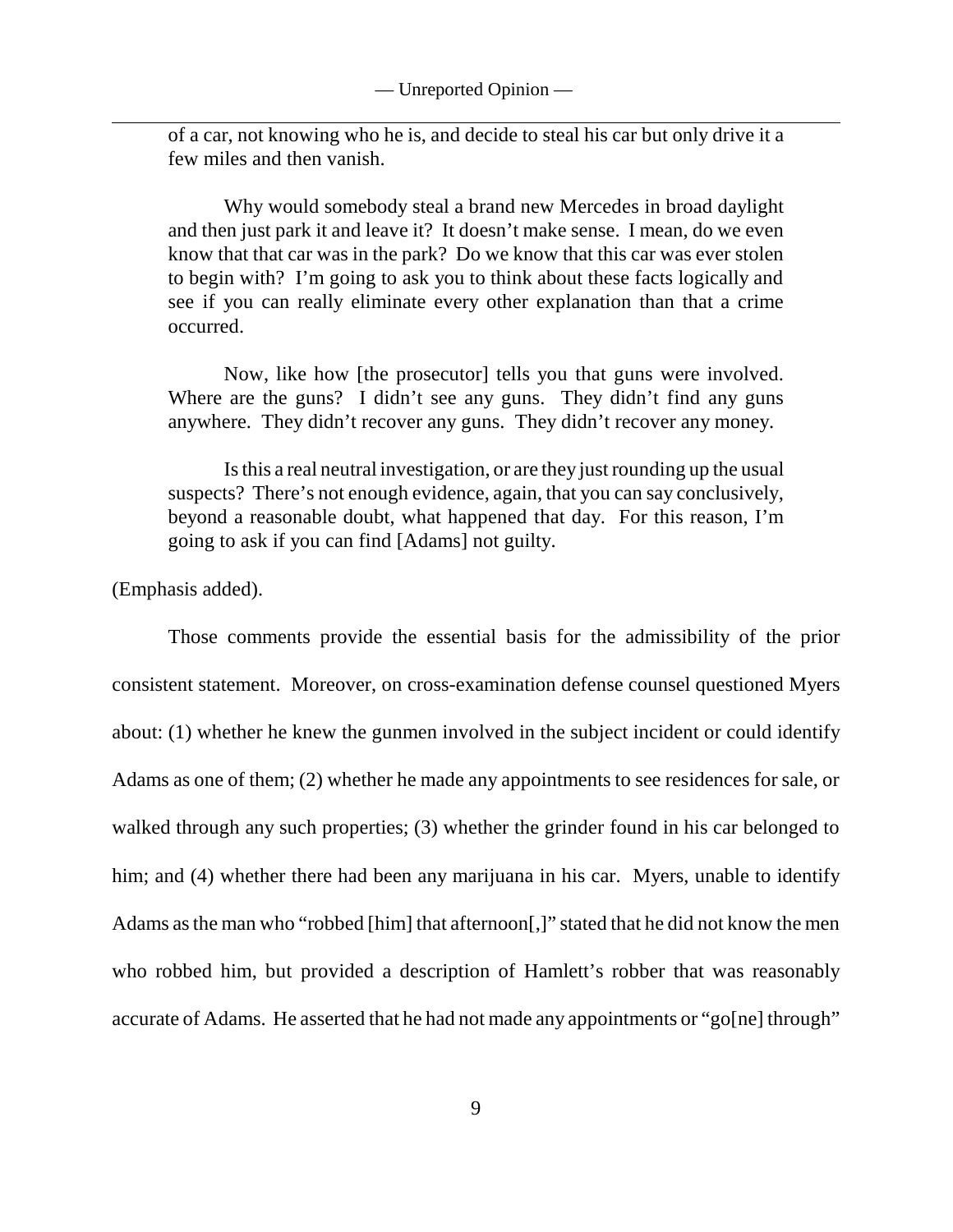> of a car, not knowing who he is, and decide to steal his car but only drive it a few miles and then vanish.
>
> Why would somebody steal a brand new Mercedes in broad daylight and then just park it and leave it? It doesn't make sense. I mean, do we even know that that car was in the park? Do we know that this car was ever stolen to begin with? I'm going to ask you to think about these facts logically and see if you can really eliminate every other explanation than that a crime occurred.
>
> Now, like how [the prosecutor] tells you that guns were involved. Where are the guns? I didn't see any guns. They didn't find any guns anywhere. They didn't recover any guns. They didn't recover any money.
>
> Is this a real neutral investigation, or are they just rounding up the usual suspects? There's not enough evidence, again, that you can say conclusively, beyond a reasonable doubt, what happened that day. For this reason, I'm going to ask if you can find [Adams] not guilty.

(Emphasis added).

Those comments provide the essential basis for the admissibility of the prior consistent statement. Moreover, on cross-examination defense counsel questioned Myers about: (1) whether he knew the gunmen involved in the subject incident or could identify Adams as one of them; (2) whether he made any appointments to see residences for sale, or walked through any such properties; (3) whether the grinder found in his car belonged to him; and (4) whether there had been any marijuana in his car. Myers, unable to identify Adams as the man who "robbed [him] that afternoon[,]" stated that he did not know the men who robbed him, but provided a description of Hamlett's robber that was reasonably accurate of Adams. He asserted that he had not made any appointments or "go[ne] through"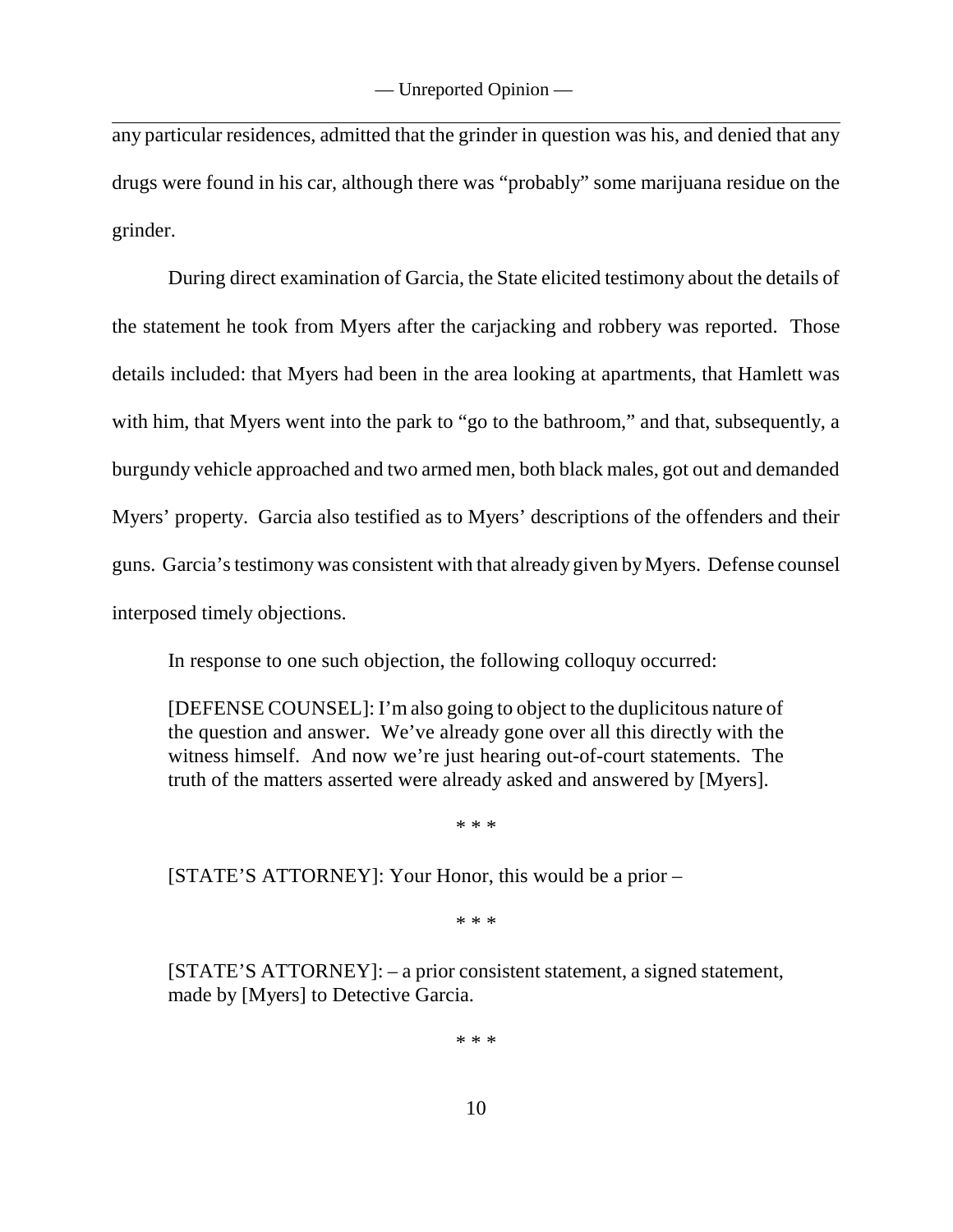any particular residences, admitted that the grinder in question was his, and denied that any drugs were found in his car, although there was "probably" some marijuana residue on the grinder.

During direct examination of Garcia, the State elicited testimony about the details of the statement he took from Myers after the carjacking and robbery was reported. Those details included: that Myers had been in the area looking at apartments, that Hamlett was with him, that Myers went into the park to "go to the bathroom," and that, subsequently, a burgundy vehicle approached and two armed men, both black males, got out and demanded Myers' property. Garcia also testified as to Myers' descriptions of the offenders and their guns. Garcia's testimony was consistent with that already given by Myers. Defense counsel interposed timely objections.

In response to one such objection, the following colloquy occurred:

> [DEFENSE COUNSEL]: I'm also going to object to the duplicitous nature of the question and answer. We've already gone over all this directly with the witness himself. And now we're just hearing out-of-court statements. The truth of the matters asserted were already asked and answered by [Myers].
>
> \* \* \*
>
> [STATE'S ATTORNEY]: Your Honor, this would be a prior –
>
> \* \* \*
>
> [STATE'S ATTORNEY]: – a prior consistent statement, a signed statement, made by [Myers] to Detective Garcia.
>
> \* \* \*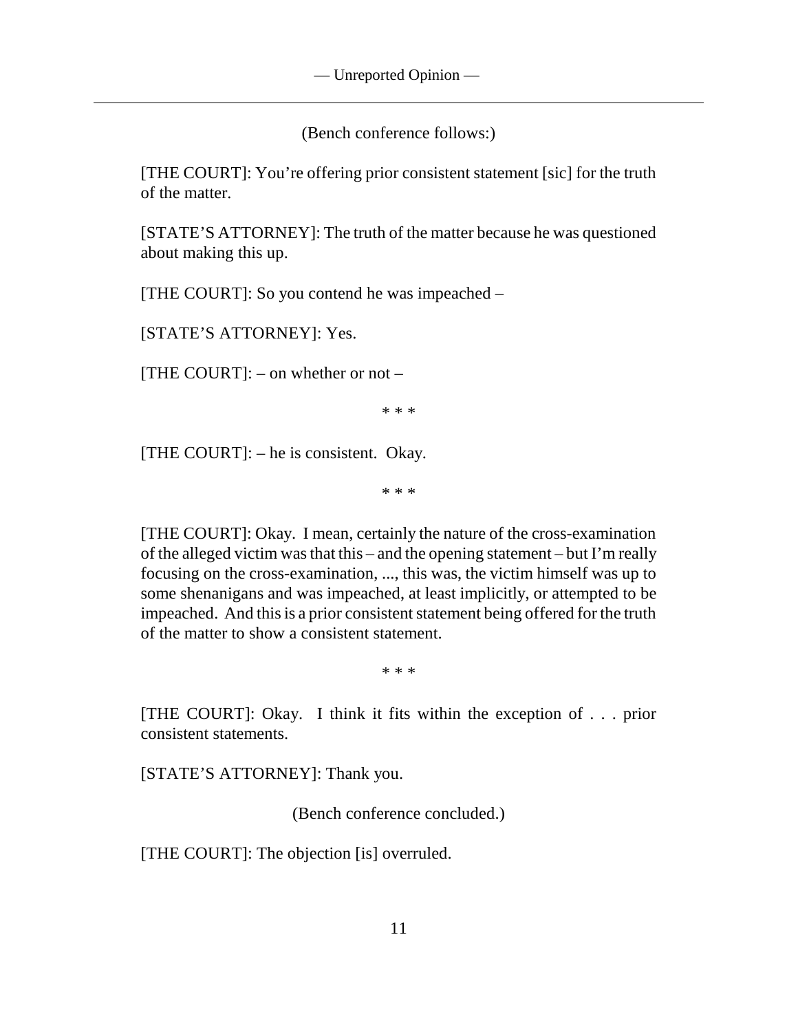(Bench conference follows:)

[THE COURT]: You're offering prior consistent statement [sic] for the truth of the matter.

[STATE'S ATTORNEY]: The truth of the matter because he was questioned about making this up.

[THE COURT]: So you contend he was impeached –

[STATE'S ATTORNEY]: Yes.

[THE COURT]: – on whether or not –

\* \* \*

[THE COURT]: – he is consistent. Okay.

\* \* \*

[THE COURT]: Okay. I mean, certainly the nature of the cross-examination of the alleged victim was that this – and the opening statement – but I'm really focusing on the cross-examination, ..., this was, the victim himself was up to some shenanigans and was impeached, at least implicitly, or attempted to be impeached. And this is a prior consistent statement being offered for the truth of the matter to show a consistent statement.

\* \* \*

[THE COURT]: Okay. I think it fits within the exception of . . . prior consistent statements.

[STATE'S ATTORNEY]: Thank you.

(Bench conference concluded.)

[THE COURT]: The objection [is] overruled.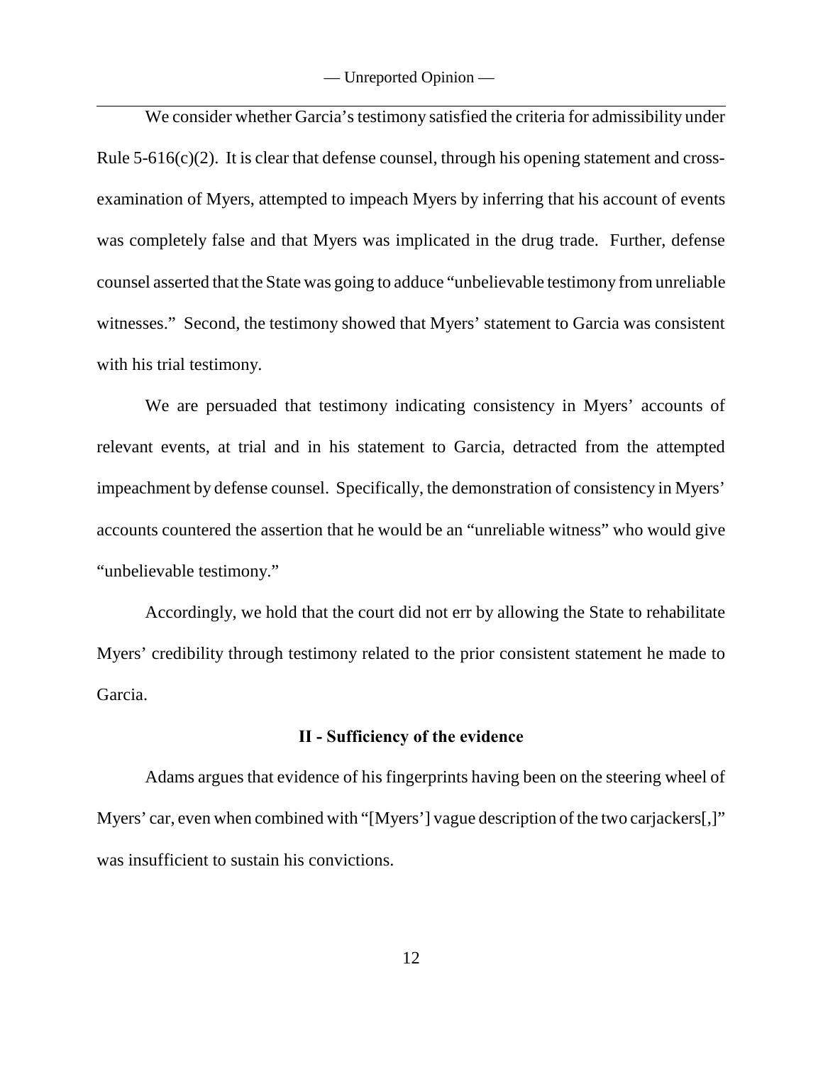We consider whether Garcia's testimony satisfied the criteria for admissibility under Rule 5-616(c)(2). It is clear that defense counsel, through his opening statement and cross-examination of Myers, attempted to impeach Myers by inferring that his account of events was completely false and that Myers was implicated in the drug trade. Further, defense counsel asserted that the State was going to adduce "unbelievable testimony from unreliable witnesses." Second, the testimony showed that Myers' statement to Garcia was consistent with his trial testimony.

We are persuaded that testimony indicating consistency in Myers' accounts of relevant events, at trial and in his statement to Garcia, detracted from the attempted impeachment by defense counsel. Specifically, the demonstration of consistency in Myers' accounts countered the assertion that he would be an "unreliable witness" who would give "unbelievable testimony."

Accordingly, we hold that the court did not err by allowing the State to rehabilitate Myers' credibility through testimony related to the prior consistent statement he made to Garcia.

## II - Sufficiency of the evidence

Adams argues that evidence of his fingerprints having been on the steering wheel of Myers' car, even when combined with "[Myers'] vague description of the two carjackers[,]" was insufficient to sustain his convictions.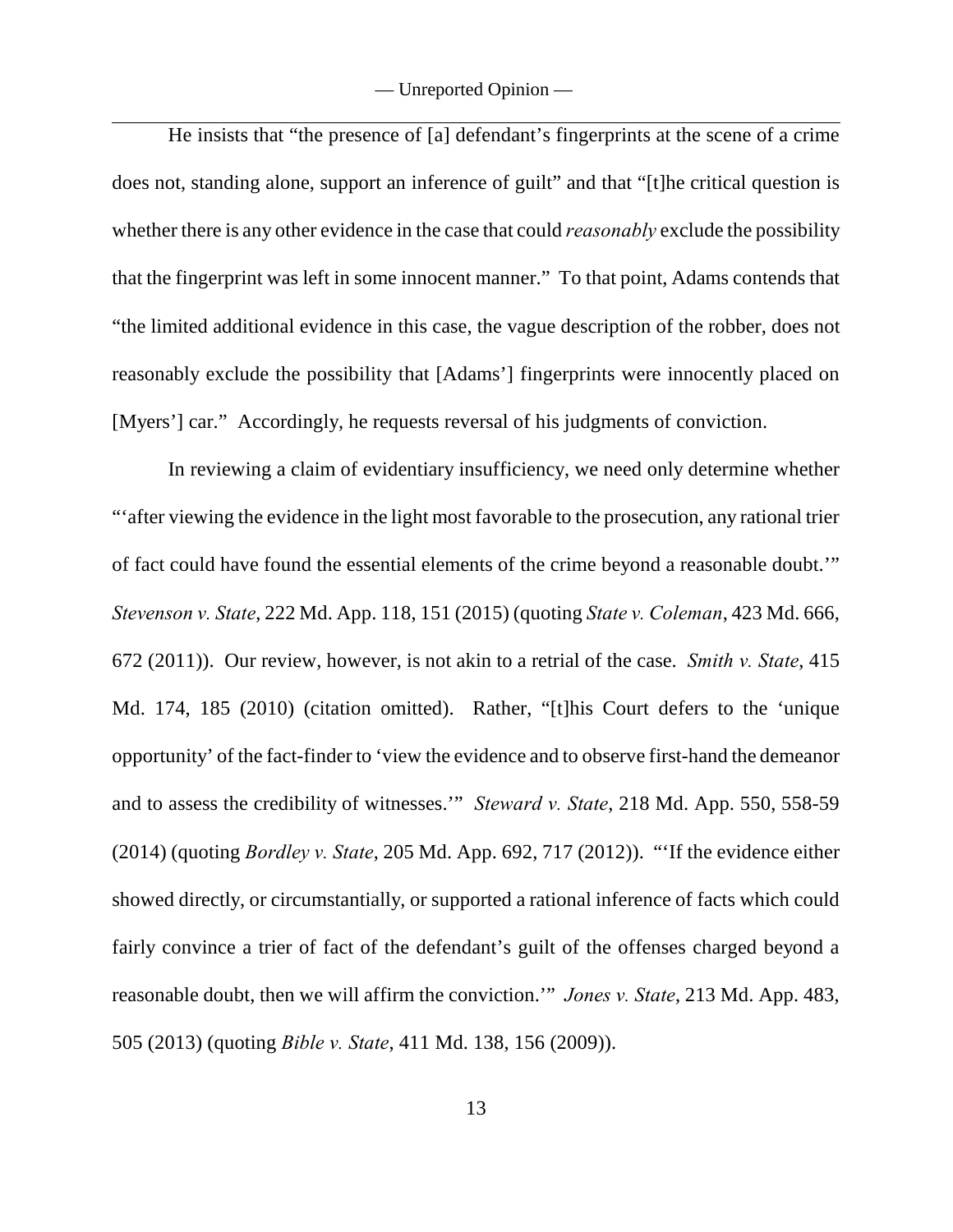He insists that "the presence of [a] defendant's fingerprints at the scene of a crime does not, standing alone, support an inference of guilt" and that "[t]he critical question is whether there is any other evidence in the case that could *reasonably* exclude the possibility that the fingerprint was left in some innocent manner." To that point, Adams contends that "the limited additional evidence in this case, the vague description of the robber, does not reasonably exclude the possibility that [Adams'] fingerprints were innocently placed on [Myers'] car." Accordingly, he requests reversal of his judgments of conviction.

In reviewing a claim of evidentiary insufficiency, we need only determine whether "'after viewing the evidence in the light most favorable to the prosecution, any rational trier of fact could have found the essential elements of the crime beyond a reasonable doubt.'" *Stevenson v. State*, 222 Md. App. 118, 151 (2015) (quoting *State v. Coleman*, 423 Md. 666, 672 (2011)). Our review, however, is not akin to a retrial of the case. *Smith v. State*, 415 Md. 174, 185 (2010) (citation omitted). Rather, "[t]his Court defers to the 'unique opportunity' of the fact-finder to 'view the evidence and to observe first-hand the demeanor and to assess the credibility of witnesses.'" *Steward v. State*, 218 Md. App. 550, 558-59 (2014) (quoting *Bordley v. State*, 205 Md. App. 692, 717 (2012)). "'If the evidence either showed directly, or circumstantially, or supported a rational inference of facts which could fairly convince a trier of fact of the defendant's guilt of the offenses charged beyond a reasonable doubt, then we will affirm the conviction.'" *Jones v. State*, 213 Md. App. 483, 505 (2013) (quoting *Bible v. State*, 411 Md. 138, 156 (2009)).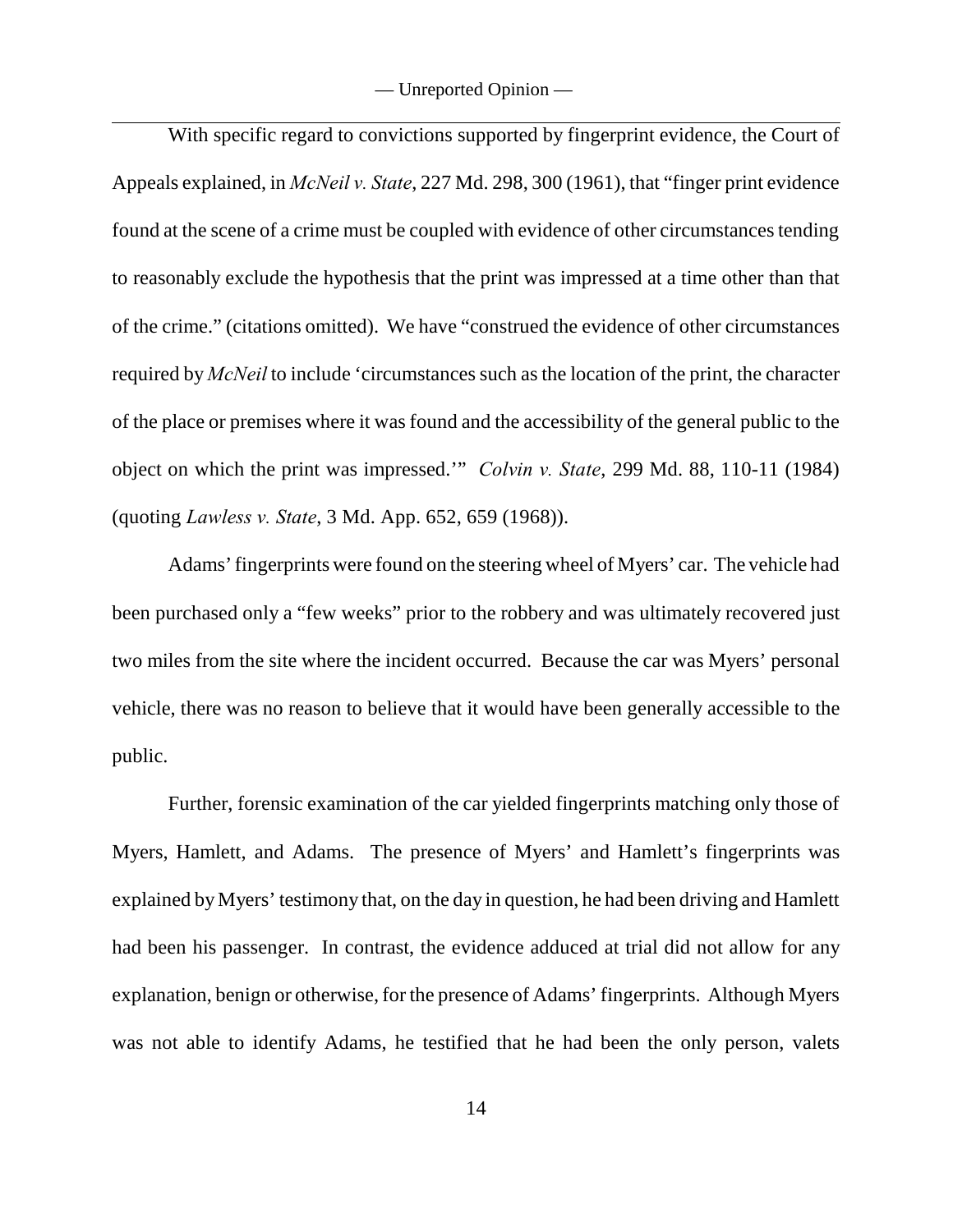With specific regard to convictions supported by fingerprint evidence, the Court of Appeals explained, in *McNeil v. State*, 227 Md. 298, 300 (1961), that "finger print evidence found at the scene of a crime must be coupled with evidence of other circumstances tending to reasonably exclude the hypothesis that the print was impressed at a time other than that of the crime." (citations omitted). We have "construed the evidence of other circumstances required by *McNeil* to include 'circumstances such as the location of the print, the character of the place or premises where it was found and the accessibility of the general public to the object on which the print was impressed.'" *Colvin v. State*, 299 Md. 88, 110-11 (1984) (quoting *Lawless v. State*, 3 Md. App. 652, 659 (1968)).

Adams' fingerprints were found on the steering wheel of Myers' car. The vehicle had been purchased only a "few weeks" prior to the robbery and was ultimately recovered just two miles from the site where the incident occurred. Because the car was Myers' personal vehicle, there was no reason to believe that it would have been generally accessible to the public.

Further, forensic examination of the car yielded fingerprints matching only those of Myers, Hamlett, and Adams. The presence of Myers' and Hamlett's fingerprints was explained by Myers' testimony that, on the day in question, he had been driving and Hamlett had been his passenger. In contrast, the evidence adduced at trial did not allow for any explanation, benign or otherwise, for the presence of Adams' fingerprints. Although Myers was not able to identify Adams, he testified that he had been the only person, valets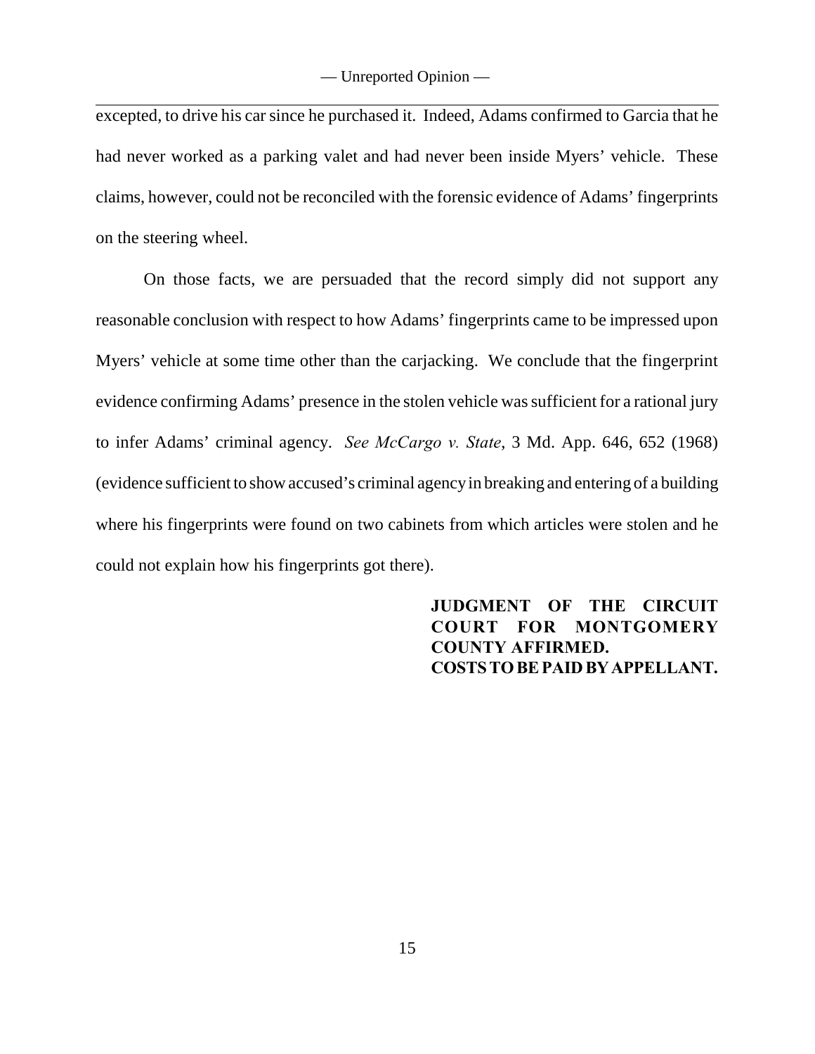excepted, to drive his car since he purchased it. Indeed, Adams confirmed to Garcia that he had never worked as a parking valet and had never been inside Myers' vehicle. These claims, however, could not be reconciled with the forensic evidence of Adams' fingerprints on the steering wheel.

On those facts, we are persuaded that the record simply did not support any reasonable conclusion with respect to how Adams' fingerprints came to be impressed upon Myers' vehicle at some time other than the carjacking. We conclude that the fingerprint evidence confirming Adams' presence in the stolen vehicle was sufficient for a rational jury to infer Adams' criminal agency. *See McCargo v. State*, 3 Md. App. 646, 652 (1968) (evidence sufficient to show accused's criminal agency in breaking and entering of a building where his fingerprints were found on two cabinets from which articles were stolen and he could not explain how his fingerprints got there).

**JUDGMENT OF THE CIRCUIT COURT FOR MONTGOMERY COUNTY AFFIRMED.**
**COSTS TO BE PAID BY APPELLANT.**